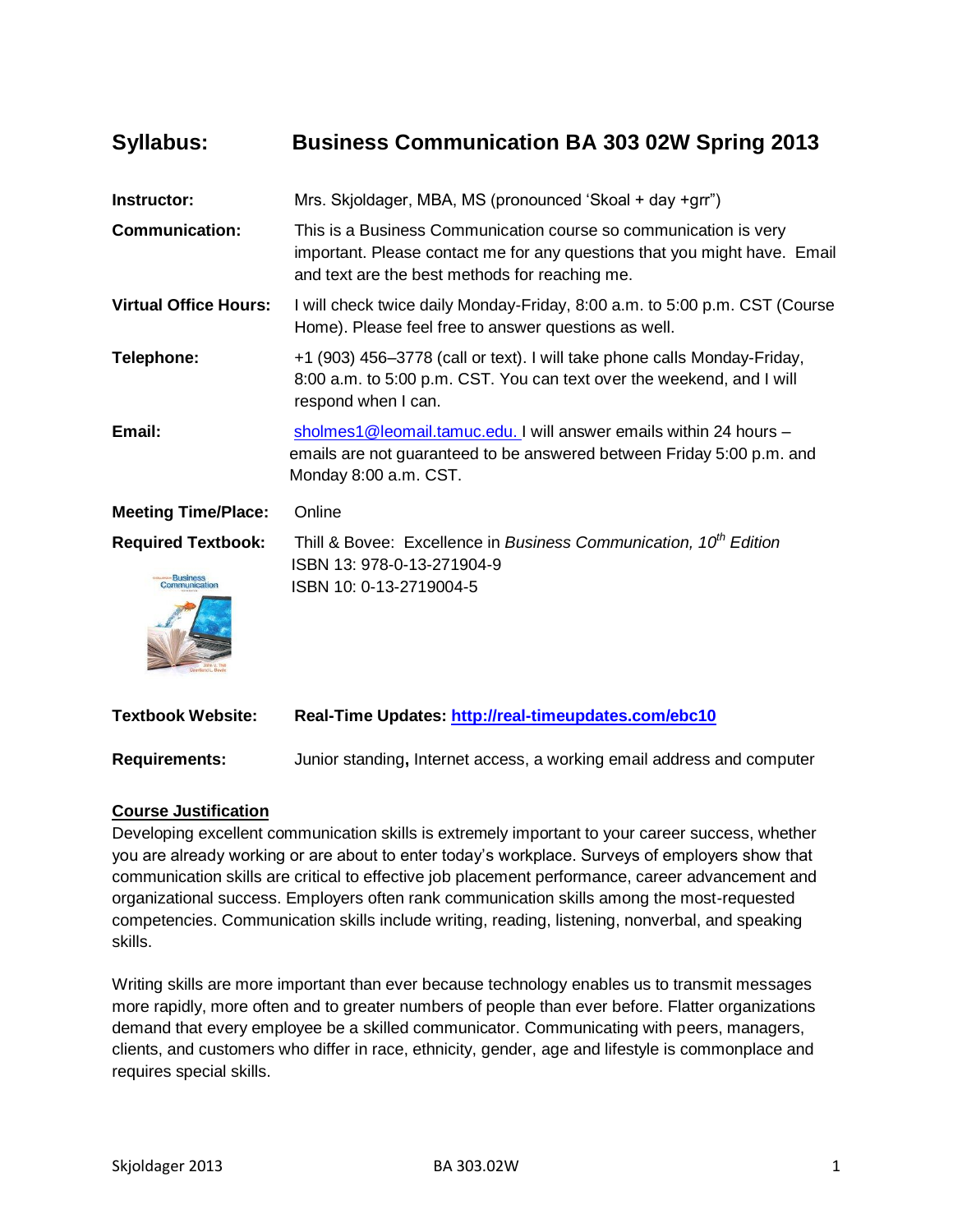# Syllabus: Business Communication BA 303 02W Spring 2013

**Instructor:** Mrs. Skjoldager, MBA, MS (pronounced 'Skoal + day +grr")

**Communication:** This is a Business Communication course so communication is very important. Please contact me for any questions that you might have. Email and text are the best methods for reaching me.

**Virtual Office Hours:** I will check twice daily Monday-Friday, 8:00 a.m. to 5:00 p.m. CST (Course Home). Please feel free to answer questions as well.

**Telephone:** +1 (903) 456–3778 (call or text). I will take phone calls Monday-Friday, 8:00 a.m. to 5:00 p.m. CST. You can text over the weekend, and I will respond when I can.

**Email:** sholmes1@leomail.tamuc.edu. I will answer emails within 24 hours – emails are not guaranteed to be answered between Friday 5:00 p.m. and Monday 8:00 a.m. CST.

**Meeting Time/Place:** Online

**Required Textbook:** Thill & Bovee: Excellence in *Business Communication, 10th Edition*
ISBN 13: 978-0-13-271904-9
ISBN 10: 0-13-2719004-5

**Textbook Website:** **Real-Time Updates: http://real-timeupdates.com/ebc10**

**Requirements:** Junior standing**,** Internet access, a working email address and computer

## Course Justification

Developing excellent communication skills is extremely important to your career success, whether you are already working or are about to enter today's workplace. Surveys of employers show that communication skills are critical to effective job placement performance, career advancement and organizational success. Employers often rank communication skills among the most-requested competencies. Communication skills include writing, reading, listening, nonverbal, and speaking skills.

Writing skills are more important than ever because technology enables us to transmit messages more rapidly, more often and to greater numbers of people than ever before. Flatter organizations demand that every employee be a skilled communicator. Communicating with peers, managers, clients, and customers who differ in race, ethnicity, gender, age and lifestyle is commonplace and requires special skills.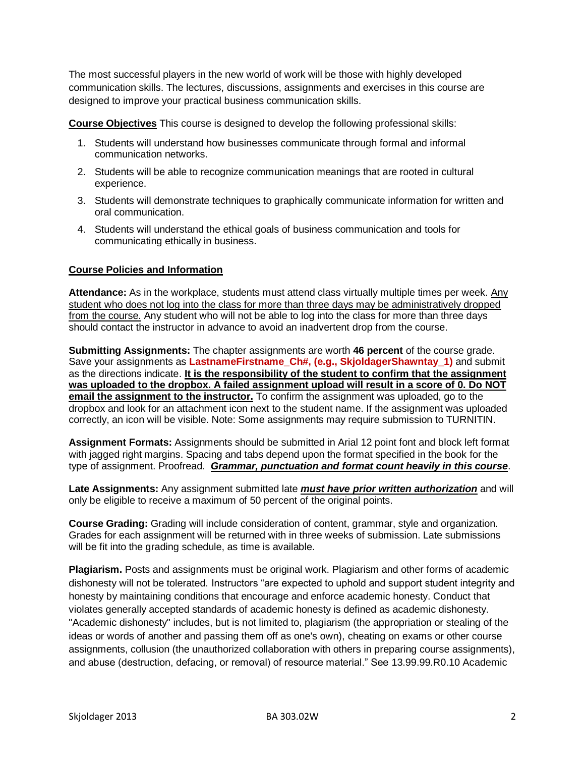The most successful players in the new world of work will be those with highly developed communication skills. The lectures, discussions, assignments and exercises in this course are designed to improve your practical business communication skills.

**Course Objectives** This course is designed to develop the following professional skills:

1. Students will understand how businesses communicate through formal and informal communication networks.
2. Students will be able to recognize communication meanings that are rooted in cultural experience.
3. Students will demonstrate techniques to graphically communicate information for written and oral communication.
4. Students will understand the ethical goals of business communication and tools for communicating ethically in business.

**Course Policies and Information**

**Attendance:** As in the workplace, students must attend class virtually multiple times per week. Any student who does not log into the class for more than three days may be administratively dropped from the course. Any student who will not be able to log into the class for more than three days should contact the instructor in advance to avoid an inadvertent drop from the course.

**Submitting Assignments:** The chapter assignments are worth **46 percent** of the course grade. Save your assignments as **LastnameFirstname_Ch#, (e.g., SkjoldagerShawntay_1)** and submit as the directions indicate. **It is the responsibility of the student to confirm that the assignment was uploaded to the dropbox. A failed assignment upload will result in a score of 0. Do NOT email the assignment to the instructor.** To confirm the assignment was uploaded, go to the dropbox and look for an attachment icon next to the student name. If the assignment was uploaded correctly, an icon will be visible. Note: Some assignments may require submission to TURNITIN.

**Assignment Formats:** Assignments should be submitted in Arial 12 point font and block left format with jagged right margins. Spacing and tabs depend upon the format specified in the book for the type of assignment. Proofread. ***Grammar, punctuation and format count heavily in this course***.

**Late Assignments:** Any assignment submitted late ***must have prior written authorization*** and will only be eligible to receive a maximum of 50 percent of the original points.

**Course Grading:** Grading will include consideration of content, grammar, style and organization. Grades for each assignment will be returned with in three weeks of submission. Late submissions will be fit into the grading schedule, as time is available.

**Plagiarism.** Posts and assignments must be original work. Plagiarism and other forms of academic dishonesty will not be tolerated. Instructors "are expected to uphold and support student integrity and honesty by maintaining conditions that encourage and enforce academic honesty. Conduct that violates generally accepted standards of academic honesty is defined as academic dishonesty. "Academic dishonesty" includes, but is not limited to, plagiarism (the appropriation or stealing of the ideas or words of another and passing them off as one's own), cheating on exams or other course assignments, collusion (the unauthorized collaboration with others in preparing course assignments), and abuse (destruction, defacing, or removal) of resource material." See 13.99.99.R0.10 Academic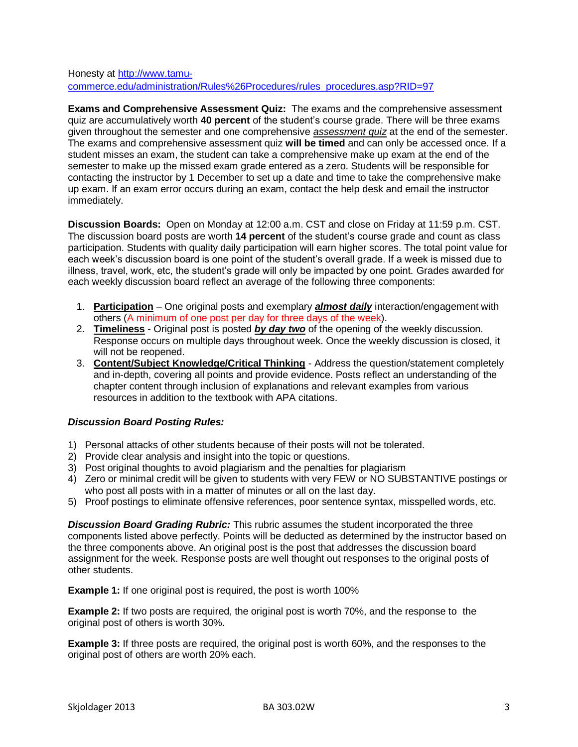Honesty at [http://www.tamu-commerce.edu/administration/Rules%26Procedures/rules_procedures.asp?RID=97](http://www.tamu-commerce.edu/administration/Rules%26Procedures/rules_procedures.asp?RID=97)

**Exams and Comprehensive Assessment Quiz:** The exams and the comprehensive assessment quiz are accumulatively worth **40 percent** of the student's course grade. There will be three exams given throughout the semester and one comprehensive ***assessment quiz*** at the end of the semester. The exams and comprehensive assessment quiz **will be timed** and can only be accessed once. If a student misses an exam, the student can take a comprehensive make up exam at the end of the semester to make up the missed exam grade entered as a zero. Students will be responsible for contacting the instructor by 1 December to set up a date and time to take the comprehensive make up exam. If an exam error occurs during an exam, contact the help desk and email the instructor immediately.

**Discussion Boards:** Open on Monday at 12:00 a.m. CST and close on Friday at 11:59 p.m. CST. The discussion board posts are worth **14 percent** of the student's course grade and count as class participation. Students with quality daily participation will earn higher scores. The total point value for each week's discussion board is one point of the student's overall grade. If a week is missed due to illness, travel, work, etc, the student's grade will only be impacted by one point. Grades awarded for each weekly discussion board reflect an average of the following three components:

1. **Participation** – One original posts and exemplary ***almost daily*** interaction/engagement with others (A minimum of one post per day for three days of the week).
2. **Timeliness** - Original post is posted ***by day two*** of the opening of the weekly discussion. Response occurs on multiple days throughout week. Once the weekly discussion is closed, it will not be reopened.
3. **Content/Subject Knowledge/Critical Thinking** - Address the question/statement completely and in-depth, covering all points and provide evidence. Posts reflect an understanding of the chapter content through inclusion of explanations and relevant examples from various resources in addition to the textbook with APA citations.

***Discussion Board Posting Rules:***

1) Personal attacks of other students because of their posts will not be tolerated.
2) Provide clear analysis and insight into the topic or questions.
3) Post original thoughts to avoid plagiarism and the penalties for plagiarism
4) Zero or minimal credit will be given to students with very FEW or NO SUBSTANTIVE postings or who post all posts with in a matter of minutes or all on the last day.
5) Proof postings to eliminate offensive references, poor sentence syntax, misspelled words, etc.

***Discussion Board Grading Rubric:*** This rubric assumes the student incorporated the three components listed above perfectly. Points will be deducted as determined by the instructor based on the three components above. An original post is the post that addresses the discussion board assignment for the week. Response posts are well thought out responses to the original posts of other students.

**Example 1:** If one original post is required, the post is worth 100%

**Example 2:** If two posts are required, the original post is worth 70%, and the response to the original post of others is worth 30%.

**Example 3:** If three posts are required, the original post is worth 60%, and the responses to the original post of others are worth 20% each.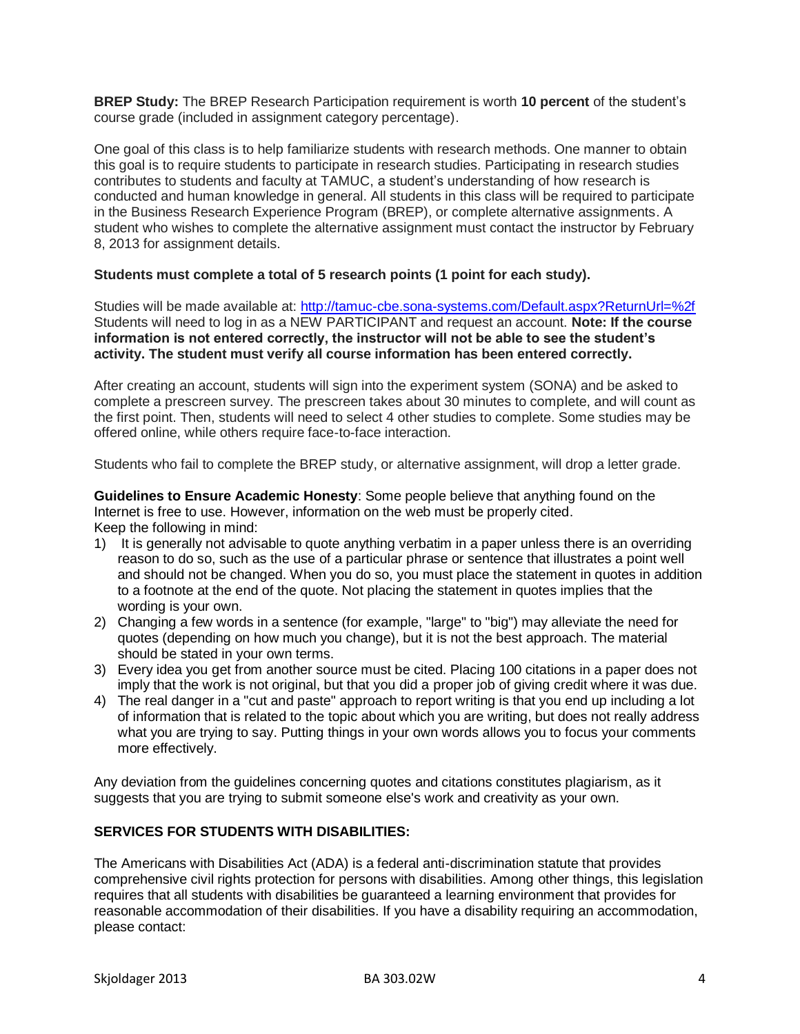**BREP Study:** The BREP Research Participation requirement is worth **10 percent** of the student's course grade (included in assignment category percentage).

One goal of this class is to help familiarize students with research methods. One manner to obtain this goal is to require students to participate in research studies. Participating in research studies contributes to students and faculty at TAMUC, a student's understanding of how research is conducted and human knowledge in general. All students in this class will be required to participate in the Business Research Experience Program (BREP), or complete alternative assignments. A student who wishes to complete the alternative assignment must contact the instructor by February 8, 2013 for assignment details.

**Students must complete a total of 5 research points (1 point for each study).**

Studies will be made available at: [http://tamuc-cbe.sona-systems.com/Default.aspx?ReturnUrl=%2f](http://tamuc-cbe.sona-systems.com/Default.aspx?ReturnUrl=%2f)
Students will need to log in as a NEW PARTICIPANT and request an account. **Note: If the course information is not entered correctly, the instructor will not be able to see the student's activity. The student must verify all course information has been entered correctly.**

After creating an account, students will sign into the experiment system (SONA) and be asked to complete a prescreen survey. The prescreen takes about 30 minutes to complete, and will count as the first point. Then, students will need to select 4 other studies to complete. Some studies may be offered online, while others require face-to-face interaction.

Students who fail to complete the BREP study, or alternative assignment, will drop a letter grade.

**Guidelines to Ensure Academic Honesty**: Some people believe that anything found on the Internet is free to use. However, information on the web must be properly cited.
Keep the following in mind:

1) It is generally not advisable to quote anything verbatim in a paper unless there is an overriding reason to do so, such as the use of a particular phrase or sentence that illustrates a point well and should not be changed. When you do so, you must place the statement in quotes in addition to a footnote at the end of the quote. Not placing the statement in quotes implies that the wording is your own.
2) Changing a few words in a sentence (for example, "large" to "big") may alleviate the need for quotes (depending on how much you change), but it is not the best approach. The material should be stated in your own terms.
3) Every idea you get from another source must be cited. Placing 100 citations in a paper does not imply that the work is not original, but that you did a proper job of giving credit where it was due.
4) The real danger in a "cut and paste" approach to report writing is that you end up including a lot of information that is related to the topic about which you are writing, but does not really address what you are trying to say. Putting things in your own words allows you to focus your comments more effectively.

Any deviation from the guidelines concerning quotes and citations constitutes plagiarism, as it suggests that you are trying to submit someone else's work and creativity as your own.

**SERVICES FOR STUDENTS WITH DISABILITIES:**

The Americans with Disabilities Act (ADA) is a federal anti-discrimination statute that provides comprehensive civil rights protection for persons with disabilities. Among other things, this legislation requires that all students with disabilities be guaranteed a learning environment that provides for reasonable accommodation of their disabilities. If you have a disability requiring an accommodation, please contact: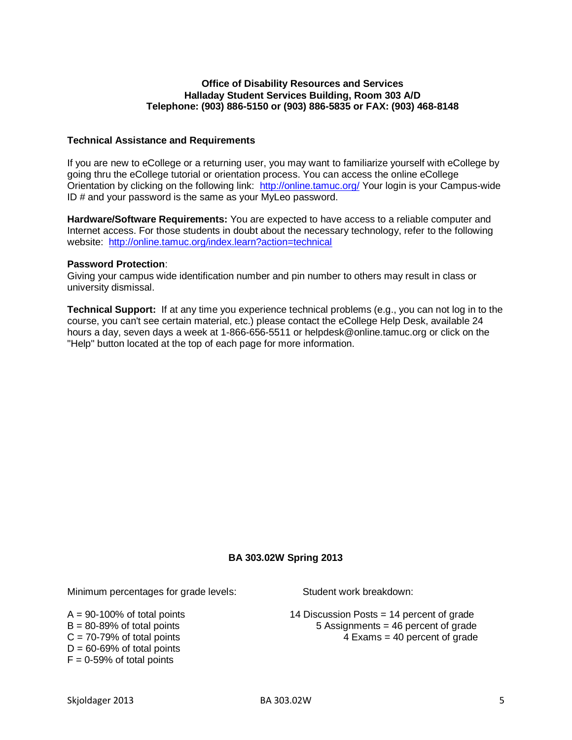**Office of Disability Resources and Services**
**Halladay Student Services Building, Room 303 A/D**
**Telephone: (903) 886-5150 or (903) 886-5835 or FAX: (903) 468-8148**

### Technical Assistance and Requirements

If you are new to eCollege or a returning user, you may want to familiarize yourself with eCollege by going thru the eCollege tutorial or orientation process. You can access the online eCollege Orientation by clicking on the following link: http://online.tamuc.org/ Your login is your Campus-wide ID # and your password is the same as your MyLeo password.

**Hardware/Software Requirements:** You are expected to have access to a reliable computer and Internet access. For those students in doubt about the necessary technology, refer to the following website: http://online.tamuc.org/index.learn?action=technical

**Password Protection**:
Giving your campus wide identification number and pin number to others may result in class or university dismissal.

**Technical Support:** If at any time you experience technical problems (e.g., you can not log in to the course, you can't see certain material, etc.) please contact the eCollege Help Desk, available 24 hours a day, seven days a week at 1-866-656-5511 or helpdesk@online.tamuc.org or click on the "Help" button located at the top of each page for more information.

**BA 303.02W Spring 2013**

Minimum percentages for grade levels:

A = 90-100% of total points
B = 80-89% of total points
C = 70-79% of total points
D = 60-69% of total points
F = 0-59% of total points

Student work breakdown:

14 Discussion Posts = 14 percent of grade
5 Assignments = 46 percent of grade
4 Exams = 40 percent of grade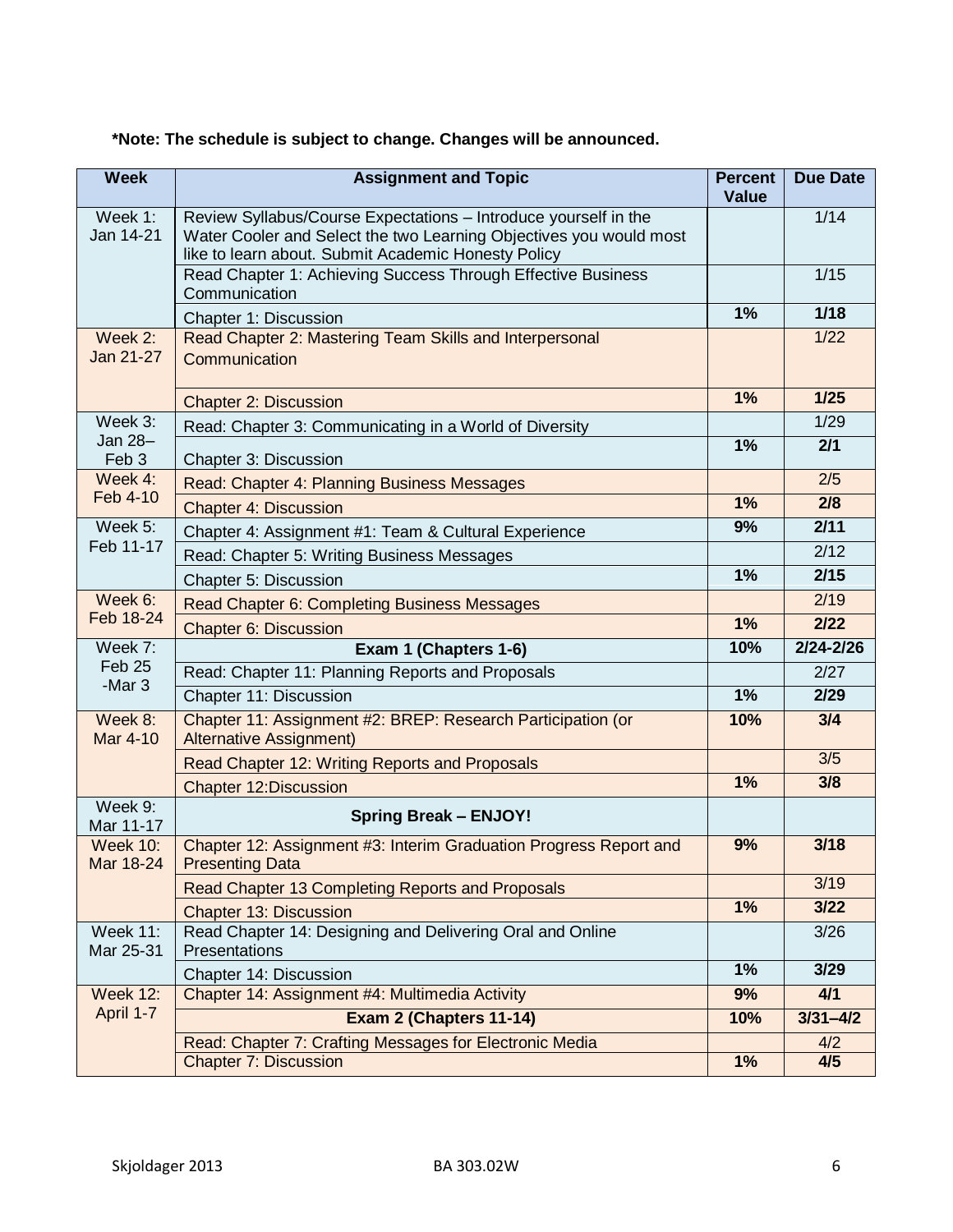**\*Note: The schedule is subject to change. Changes will be announced.**

| Week | Assignment and Topic | Percent Value | Due Date |
|---|---|---|---|
| Week 1: Jan 14-21 | Review Syllabus/Course Expectations – Introduce yourself in the Water Cooler and Select the two Learning Objectives you would most like to learn about. Submit Academic Honesty Policy | | 1/14 |
| | Read Chapter 1: Achieving Success Through Effective Business Communication | | 1/15 |
| | Chapter 1: Discussion | **1%** | **1/18** |
| Week 2: Jan 21-27 | Read Chapter 2: Mastering Team Skills and Interpersonal Communication | | 1/22 |
| | Chapter 2: Discussion | **1%** | **1/25** |
| Week 3: Jan 28– Feb 3 | Read: Chapter 3: Communicating in a World of Diversity | | 1/29 |
| | Chapter 3: Discussion | **1%** | **2/1** |
| Week 4: Feb 4-10 | Read: Chapter 4: Planning Business Messages | | 2/5 |
| | Chapter 4: Discussion | **1%** | **2/8** |
| Week 5: Feb 11-17 | Chapter 4: Assignment #1: Team & Cultural Experience | **9%** | **2/11** |
| | Read: Chapter 5: Writing Business Messages | | 2/12 |
| | Chapter 5: Discussion | **1%** | **2/15** |
| Week 6: Feb 18-24 | Read Chapter 6: Completing Business Messages | | 2/19 |
| | Chapter 6: Discussion | **1%** | **2/22** |
| Week 7: Feb 25 -Mar 3 | **Exam 1 (Chapters 1-6)** | **10%** | **2/24-2/26** |
| | Read: Chapter 11: Planning Reports and Proposals | | 2/27 |
| | Chapter 11: Discussion | **1%** | **2/29** |
| Week 8: Mar 4-10 | Chapter 11: Assignment #2: BREP: Research Participation (or Alternative Assignment) | **10%** | **3/4** |
| | Read Chapter 12: Writing Reports and Proposals | | 3/5 |
| | Chapter 12:Discussion | **1%** | **3/8** |
| Week 9: Mar 11-17 | **Spring Break – ENJOY!** | | |
| Week 10: Mar 18-24 | Chapter 12: Assignment #3: Interim Graduation Progress Report and Presenting Data | **9%** | **3/18** |
| | Read Chapter 13 Completing Reports and Proposals | | 3/19 |
| | Chapter 13: Discussion | **1%** | **3/22** |
| Week 11: Mar 25-31 | Read Chapter 14: Designing and Delivering Oral and Online Presentations | | 3/26 |
| | Chapter 14: Discussion | **1%** | **3/29** |
| Week 12: April 1-7 | Chapter 14: Assignment #4: Multimedia Activity | **9%** | **4/1** |
| | **Exam 2 (Chapters 11-14)** | **10%** | **3/31–4/2** |
| | Read: Chapter 7: Crafting Messages for Electronic Media | | 4/2 |
| | Chapter 7: Discussion | **1%** | **4/5** |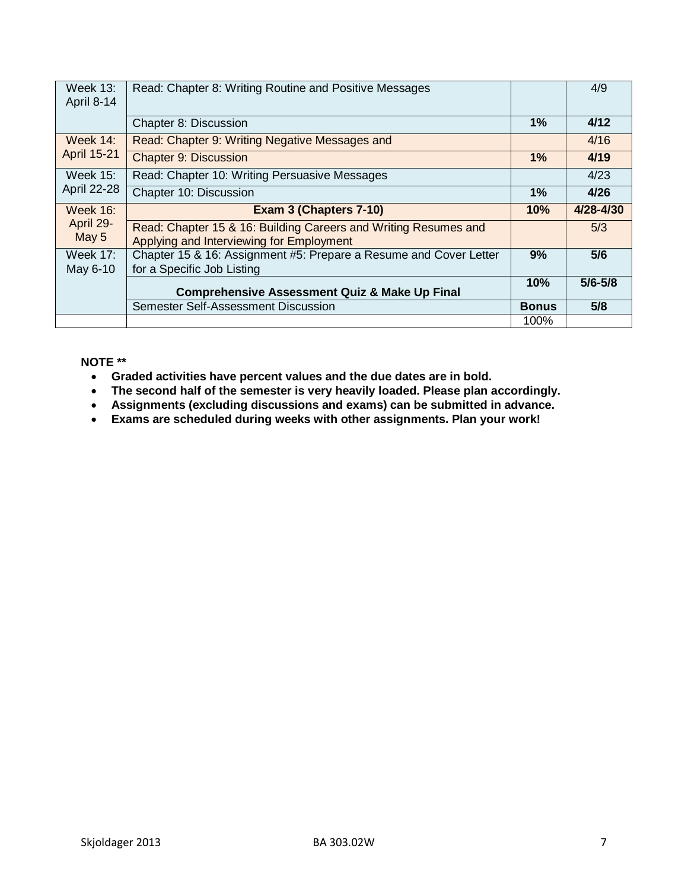| | | | |
|---|---|---|---|
| Week 13: April 8-14 | Read: Chapter 8: Writing Routine and Positive Messages | | 4/9 |
| | Chapter 8: Discussion | **1%** | **4/12** |
| Week 14: April 15-21 | Read: Chapter 9: Writing Negative Messages and | | 4/16 |
| | Chapter 9: Discussion | **1%** | **4/19** |
| Week 15: April 22-28 | Read: Chapter 10: Writing Persuasive Messages | | 4/23 |
| | Chapter 10: Discussion | **1%** | **4/26** |
| Week 16: April 29-May 5 | **Exam 3 (Chapters 7-10)** | **10%** | **4/28-4/30** |
| | Read: Chapter 15 & 16: Building Careers and Writing Resumes and Applying and Interviewing for Employment | | 5/3 |
| Week 17: May 6-10 | Chapter 15 & 16: Assignment #5: Prepare a Resume and Cover Letter for a Specific Job Listing | **9%** | **5/6** |
| | **Comprehensive Assessment Quiz & Make Up Final** | **10%** | **5/6-5/8** |
| | Semester Self-Assessment Discussion | **Bonus** | **5/8** |
| | | 100% | |

**NOTE \*\***

- **Graded activities have percent values and the due dates are in bold.**
- **The second half of the semester is very heavily loaded. Please plan accordingly.**
- **Assignments (excluding discussions and exams) can be submitted in advance.**
- **Exams are scheduled during weeks with other assignments. Plan your work!**